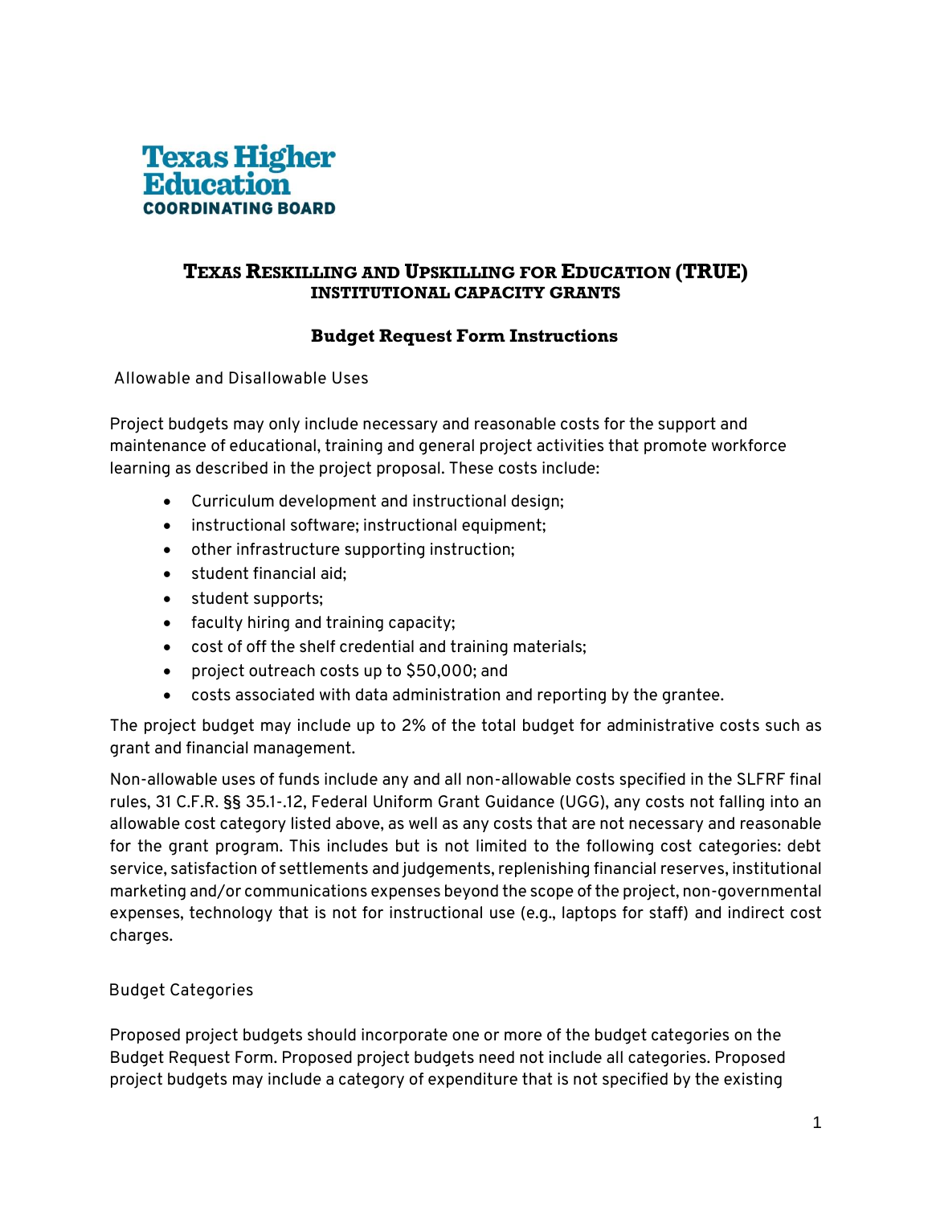Texas Higher Education
COORDINATING BOARD

# TEXAS RESKILLING AND UPSKILLING FOR EDUCATION (TRUE)
## INSTITUTIONAL CAPACITY GRANTS

### Budget Request Form Instructions

Allowable and Disallowable Uses

Project budgets may only include necessary and reasonable costs for the support and maintenance of educational, training and general project activities that promote workforce learning as described in the project proposal. These costs include:

- Curriculum development and instructional design;
- instructional software; instructional equipment;
- other infrastructure supporting instruction;
- student financial aid;
- student supports;
- faculty hiring and training capacity;
- cost of off the shelf credential and training materials;
- project outreach costs up to $50,000; and
- costs associated with data administration and reporting by the grantee.

The project budget may include up to 2% of the total budget for administrative costs such as grant and financial management.

Non-allowable uses of funds include any and all non-allowable costs specified in the SLFRF final rules, 31 C.F.R. §§ 35.1-.12, Federal Uniform Grant Guidance (UGG), any costs not falling into an allowable cost category listed above, as well as any costs that are not necessary and reasonable for the grant program. This includes but is not limited to the following cost categories: debt service, satisfaction of settlements and judgements, replenishing financial reserves, institutional marketing and/or communications expenses beyond the scope of the project, non-governmental expenses, technology that is not for instructional use (e.g., laptops for staff) and indirect cost charges.

Budget Categories

Proposed project budgets should incorporate one or more of the budget categories on the Budget Request Form. Proposed project budgets need not include all categories. Proposed project budgets may include a category of expenditure that is not specified by the existing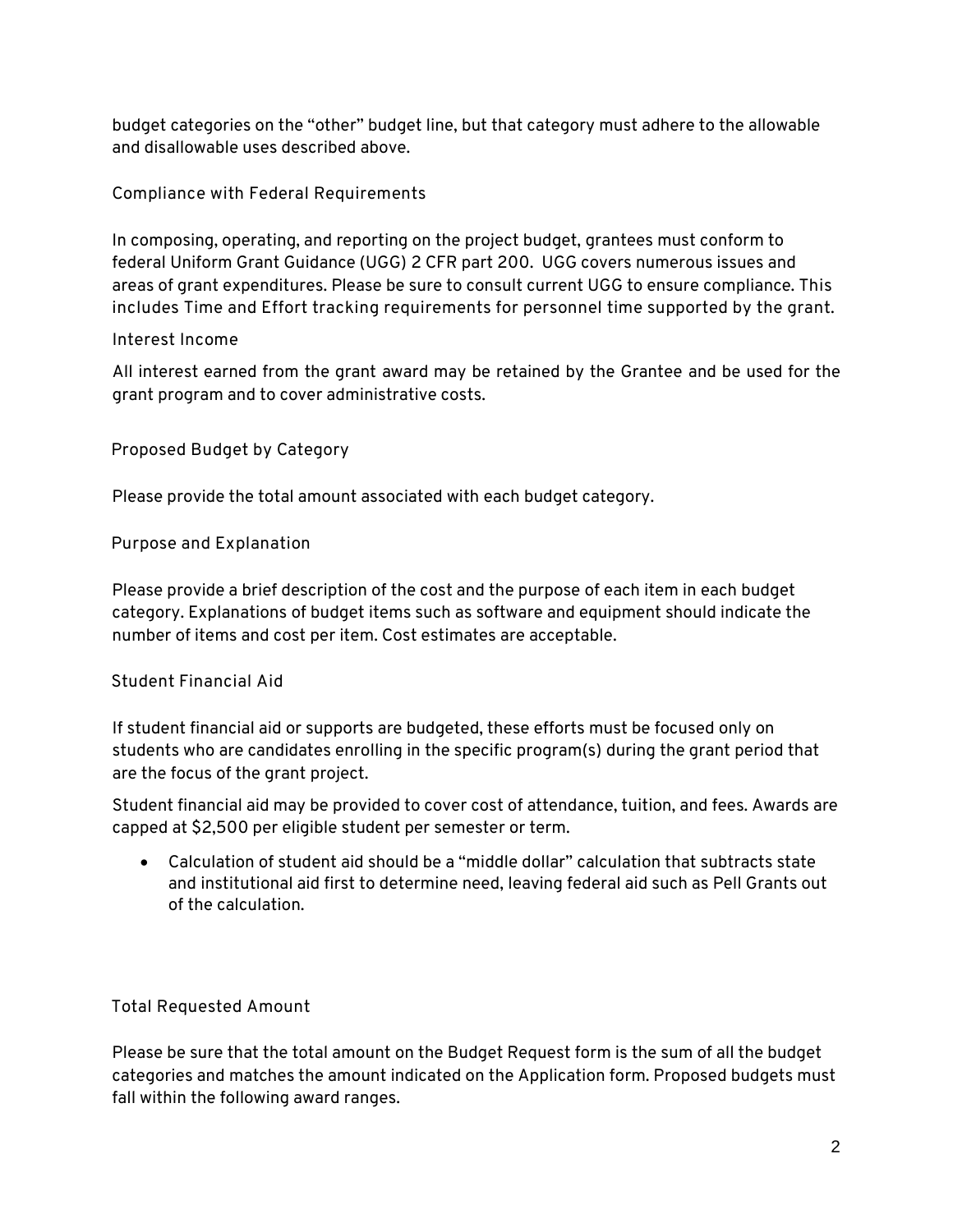budget categories on the "other" budget line, but that category must adhere to the allowable and disallowable uses described above.

### Compliance with Federal Requirements

In composing, operating, and reporting on the project budget, grantees must conform to federal Uniform Grant Guidance (UGG) 2 CFR part 200. UGG covers numerous issues and areas of grant expenditures. Please be sure to consult current UGG to ensure compliance. This includes Time and Effort tracking requirements for personnel time supported by the grant.

### Interest Income

All interest earned from the grant award may be retained by the Grantee and be used for the grant program and to cover administrative costs.

### Proposed Budget by Category

Please provide the total amount associated with each budget category.

### Purpose and Explanation

Please provide a brief description of the cost and the purpose of each item in each budget category. Explanations of budget items such as software and equipment should indicate the number of items and cost per item. Cost estimates are acceptable.

### Student Financial Aid

If student financial aid or supports are budgeted, these efforts must be focused only on students who are candidates enrolling in the specific program(s) during the grant period that are the focus of the grant project.

Student financial aid may be provided to cover cost of attendance, tuition, and fees. Awards are capped at $2,500 per eligible student per semester or term.

- Calculation of student aid should be a "middle dollar" calculation that subtracts state and institutional aid first to determine need, leaving federal aid such as Pell Grants out of the calculation.

### Total Requested Amount

Please be sure that the total amount on the Budget Request form is the sum of all the budget categories and matches the amount indicated on the Application form. Proposed budgets must fall within the following award ranges.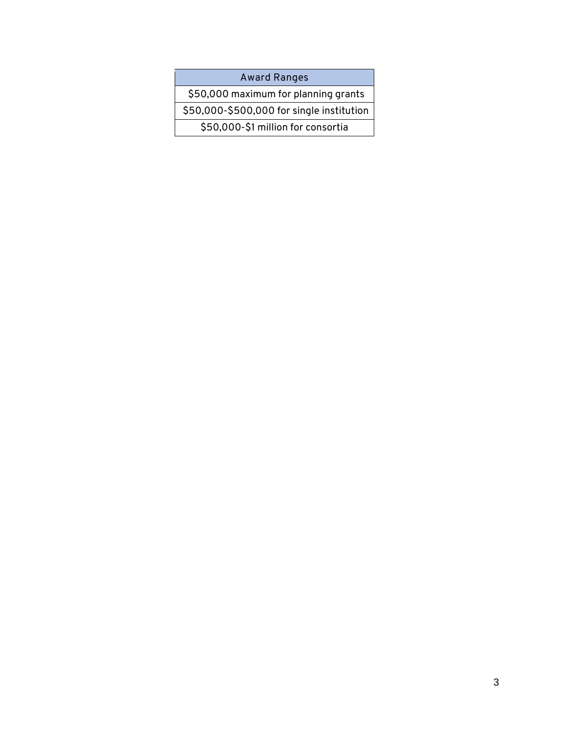| Award Ranges |
| --- |
| $50,000 maximum for planning grants |
| $50,000-$500,000 for single institution |
| $50,000-$1 million for consortia |